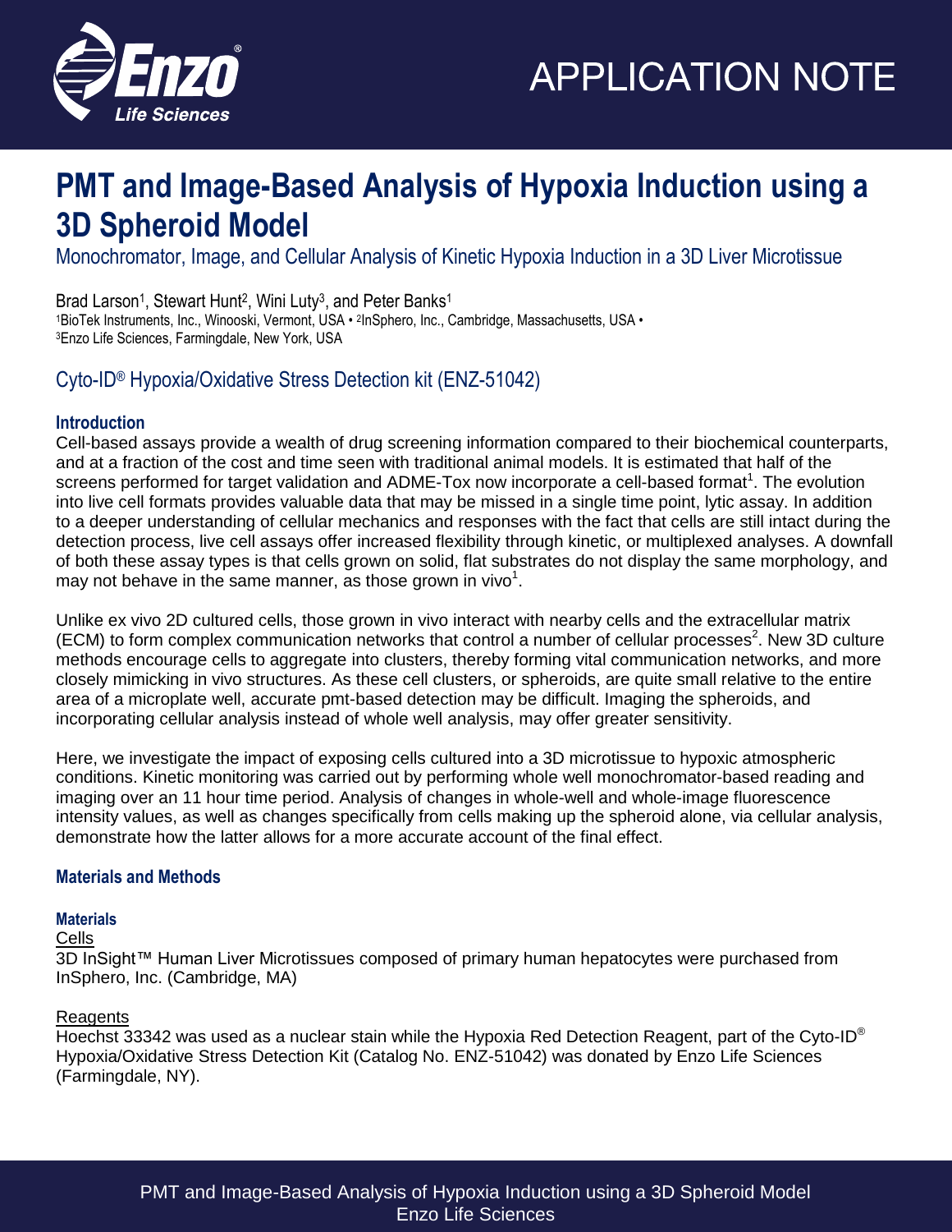# PMT and Image-Based Analysis of Hypoxia Induction using a 3D Spheroid Model

## Monochromator, Image, and Cellular Analysis of Kinetic Hypoxia Induction in a 3D Liver Microtissue

Brad Larson[1], Stewart Hunt[2], Wini Luty[3], and Peter Banks[1]
[1]BioTek Instruments, Inc., Winooski, Vermont, USA • [2]InSphero, Inc., Cambridge, Massachusetts, USA • [3]Enzo Life Sciences, Farmingdale, New York, USA

## Cyto-ID® Hypoxia/Oxidative Stress Detection kit (ENZ-51042)

### Introduction

Cell-based assays provide a wealth of drug screening information compared to their biochemical counterparts, and at a fraction of the cost and time seen with traditional animal models. It is estimated that half of the screens performed for target validation and ADME-Tox now incorporate a cell-based format[1]. The evolution into live cell formats provides valuable data that may be missed in a single time point, lytic assay. In addition to a deeper understanding of cellular mechanics and responses with the fact that cells are still intact during the detection process, live cell assays offer increased flexibility through kinetic, or multiplexed analyses. A downfall of both these assay types is that cells grown on solid, flat substrates do not display the same morphology, and may not behave in the same manner, as those grown in vivo[1].

Unlike ex vivo 2D cultured cells, those grown in vivo interact with nearby cells and the extracellular matrix (ECM) to form complex communication networks that control a number of cellular processes[2]. New 3D culture methods encourage cells to aggregate into clusters, thereby forming vital communication networks, and more closely mimicking in vivo structures. As these cell clusters, or spheroids, are quite small relative to the entire area of a microplate well, accurate pmt-based detection may be difficult. Imaging the spheroids, and incorporating cellular analysis instead of whole well analysis, may offer greater sensitivity.

Here, we investigate the impact of exposing cells cultured into a 3D microtissue to hypoxic atmospheric conditions. Kinetic monitoring was carried out by performing whole well monochromator-based reading and imaging over an 11 hour time period. Analysis of changes in whole-well and whole-image fluorescence intensity values, as well as changes specifically from cells making up the spheroid alone, via cellular analysis, demonstrate how the latter allows for a more accurate account of the final effect.

### Materials and Methods

#### Materials

Cells

3D InSight™ Human Liver Microtissues composed of primary human hepatocytes were purchased from InSphero, Inc. (Cambridge, MA)

Reagents

Hoechst 33342 was used as a nuclear stain while the Hypoxia Red Detection Reagent, part of the Cyto-ID® Hypoxia/Oxidative Stress Detection Kit (Catalog No. ENZ-51042) was donated by Enzo Life Sciences (Farmingdale, NY).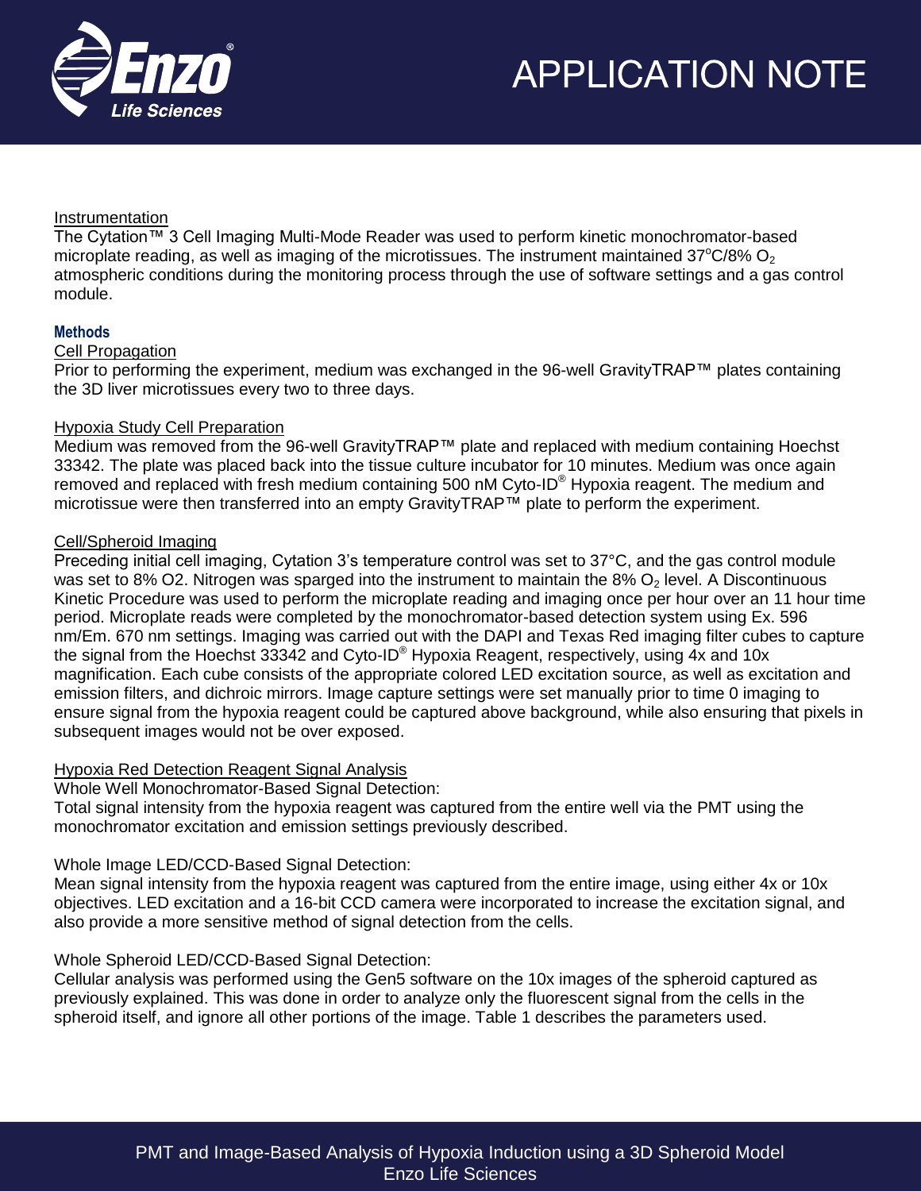Instrumentation

The Cytation™ 3 Cell Imaging Multi-Mode Reader was used to perform kinetic monochromator-based microplate reading, as well as imaging of the microtissues. The instrument maintained 37°C/8% $O_2$ atmospheric conditions during the monitoring process through the use of software settings and a gas control module.

## Methods

Cell Propagation

Prior to performing the experiment, medium was exchanged in the 96-well GravityTRAP™ plates containing the 3D liver microtissues every two to three days.

Hypoxia Study Cell Preparation

Medium was removed from the 96-well GravityTRAP™ plate and replaced with medium containing Hoechst 33342. The plate was placed back into the tissue culture incubator for 10 minutes. Medium was once again removed and replaced with fresh medium containing 500 nM Cyto-ID® Hypoxia reagent. The medium and microtissue were then transferred into an empty GravityTRAP™ plate to perform the experiment.

Cell/Spheroid Imaging

Preceding initial cell imaging, Cytation 3's temperature control was set to 37°C, and the gas control module was set to 8% O2. Nitrogen was sparged into the instrument to maintain the 8% $O_2$ level. A Discontinuous Kinetic Procedure was used to perform the microplate reading and imaging once per hour over an 11 hour time period. Microplate reads were completed by the monochromator-based detection system using Ex. 596 nm/Em. 670 nm settings. Imaging was carried out with the DAPI and Texas Red imaging filter cubes to capture the signal from the Hoechst 33342 and Cyto-ID® Hypoxia Reagent, respectively, using 4x and 10x magnification. Each cube consists of the appropriate colored LED excitation source, as well as excitation and emission filters, and dichroic mirrors. Image capture settings were set manually prior to time 0 imaging to ensure signal from the hypoxia reagent could be captured above background, while also ensuring that pixels in subsequent images would not be over exposed.

Hypoxia Red Detection Reagent Signal Analysis

Whole Well Monochromator-Based Signal Detection:

Total signal intensity from the hypoxia reagent was captured from the entire well via the PMT using the monochromator excitation and emission settings previously described.

Whole Image LED/CCD-Based Signal Detection:

Mean signal intensity from the hypoxia reagent was captured from the entire image, using either 4x or 10x objectives. LED excitation and a 16-bit CCD camera were incorporated to increase the excitation signal, and also provide a more sensitive method of signal detection from the cells.

Whole Spheroid LED/CCD-Based Signal Detection:

Cellular analysis was performed using the Gen5 software on the 10x images of the spheroid captured as previously explained. This was done in order to analyze only the fluorescent signal from the cells in the spheroid itself, and ignore all other portions of the image. Table 1 describes the parameters used.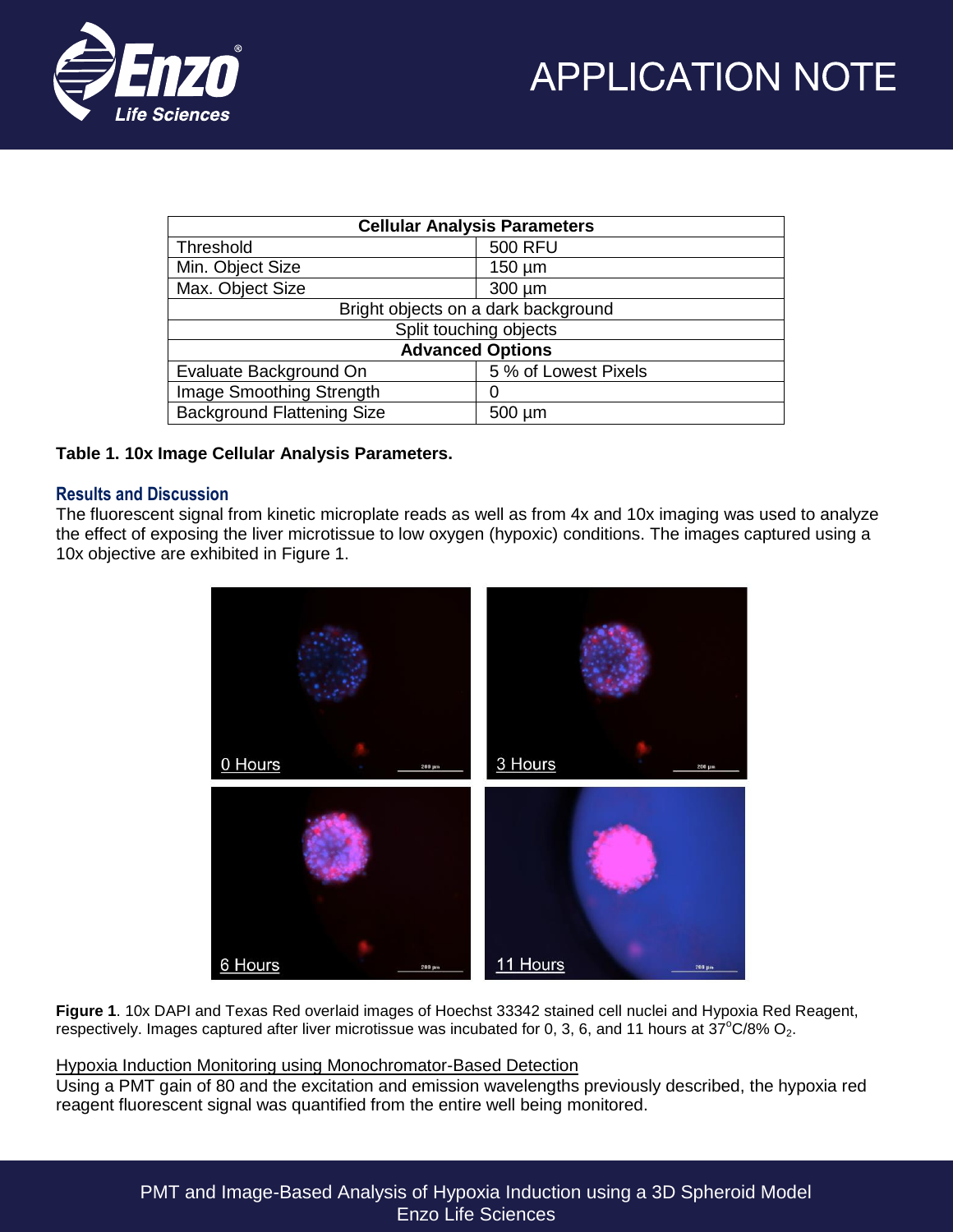| Cellular Analysis Parameters | |
|---|---|
| Threshold | 500 RFU |
| Min. Object Size | 150 µm |
| Max. Object Size | 300 µm |
| Bright objects on a dark background | |
| Split touching objects | |
| **Advanced Options** | |
| Evaluate Background On | 5 % of Lowest Pixels |
| Image Smoothing Strength | 0 |
| Background Flattening Size | 500 µm |

**Table 1. 10x Image Cellular Analysis Parameters.**

## Results and Discussion

The fluorescent signal from kinetic microplate reads as well as from 4x and 10x imaging was used to analyze the effect of exposing the liver microtissue to low oxygen (hypoxic) conditions. The images captured using a 10x objective are exhibited in Figure 1.

**Figure 1**. 10x DAPI and Texas Red overlaid images of Hoechst 33342 stained cell nuclei and Hypoxia Red Reagent, respectively. Images captured after liver microtissue was incubated for 0, 3, 6, and 11 hours at 37°C/8% $O_2$.

Hypoxia Induction Monitoring using Monochromator-Based Detection

Using a PMT gain of 80 and the excitation and emission wavelengths previously described, the hypoxia red reagent fluorescent signal was quantified from the entire well being monitored.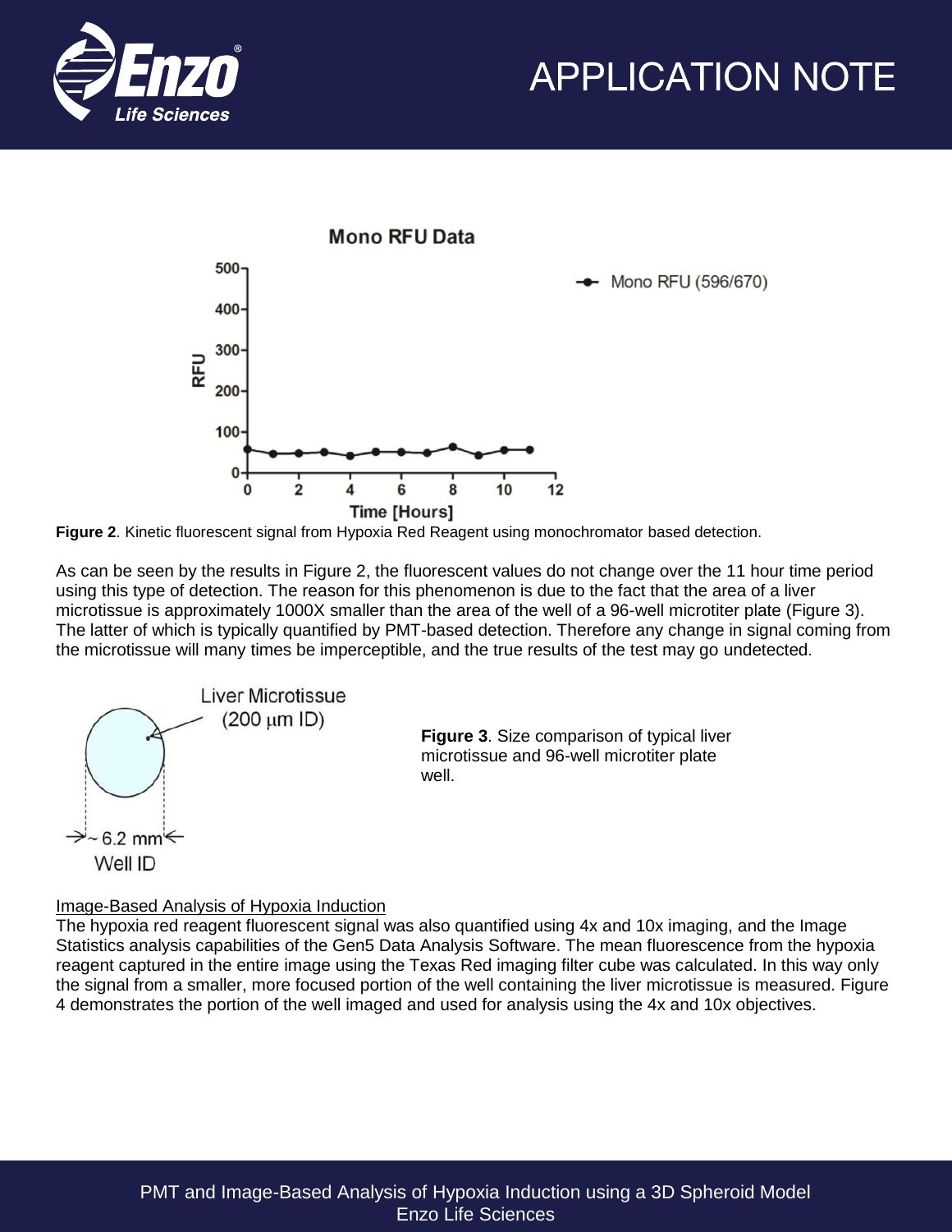**Figure 2**. Kinetic fluorescent signal from Hypoxia Red Reagent using monochromator based detection.

As can be seen by the results in Figure 2, the fluorescent values do not change over the 11 hour time period using this type of detection. The reason for this phenomenon is due to the fact that the area of a liver microtissue is approximately 1000X smaller than the area of the well of a 96-well microtiter plate (Figure 3). The latter of which is typically quantified by PMT-based detection. Therefore any change in signal coming from the microtissue will many times be imperceptible, and the true results of the test may go undetected.

**Figure 3**. Size comparison of typical liver microtissue and 96-well microtiter plate well.

<u>Image-Based Analysis of Hypoxia Induction</u>

The hypoxia red reagent fluorescent signal was also quantified using 4x and 10x imaging, and the Image Statistics analysis capabilities of the Gen5 Data Analysis Software. The mean fluorescence from the hypoxia reagent captured in the entire image using the Texas Red imaging filter cube was calculated. In this way only the signal from a smaller, more focused portion of the well containing the liver microtissue is measured. Figure 4 demonstrates the portion of the well imaged and used for analysis using the 4x and 10x objectives.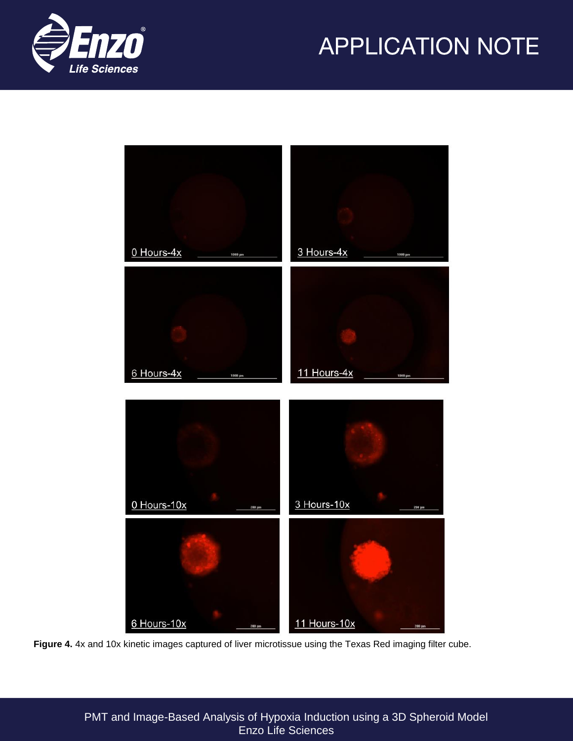**Figure 4.** 4x and 10x kinetic images captured of liver microtissue using the Texas Red imaging filter cube.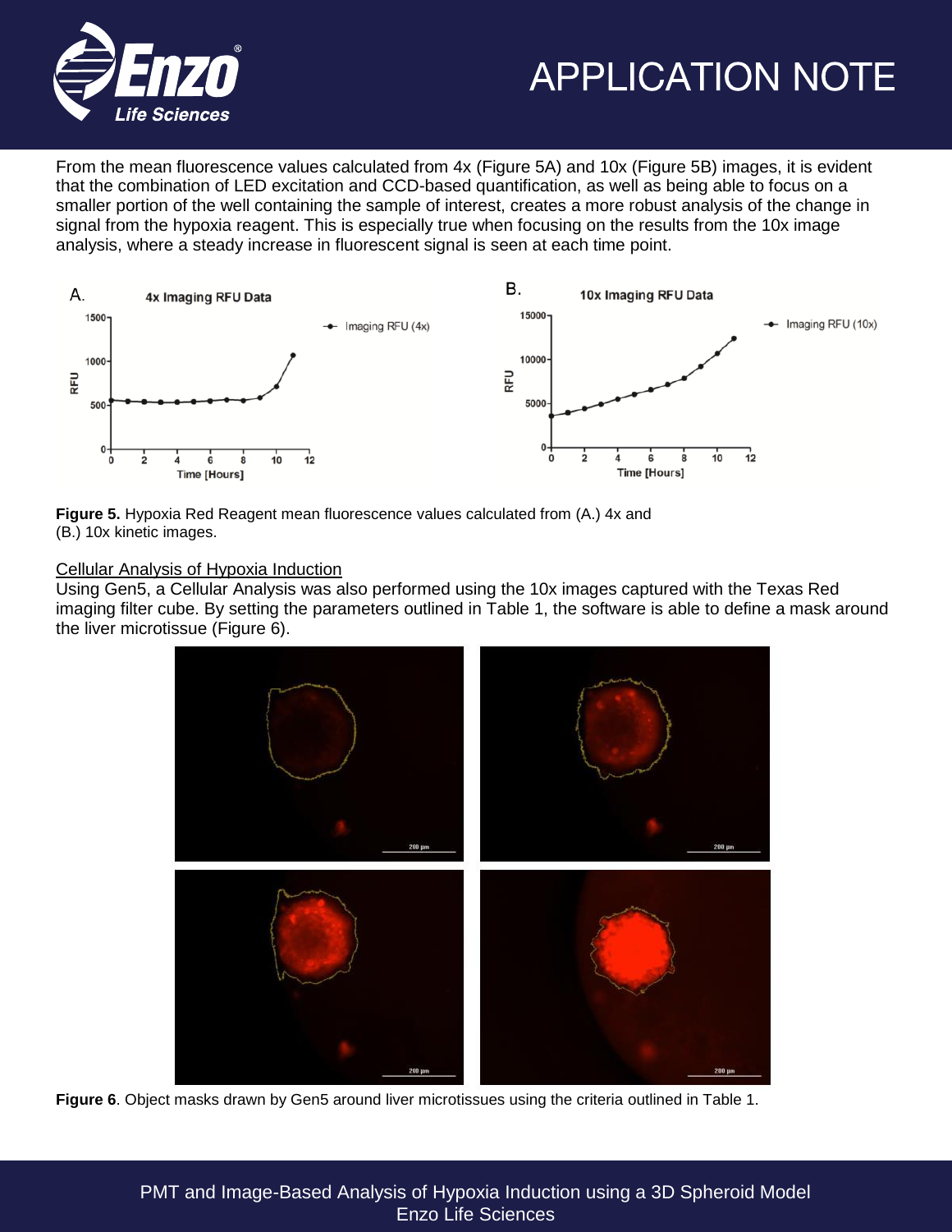From the mean fluorescence values calculated from 4x (Figure 5A) and 10x (Figure 5B) images, it is evident that the combination of LED excitation and CCD-based quantification, as well as being able to focus on a smaller portion of the well containing the sample of interest, creates a more robust analysis of the change in signal from the hypoxia reagent. This is especially true when focusing on the results from the 10x image analysis, where a steady increase in fluorescent signal is seen at each time point.

**Figure 5.** Hypoxia Red Reagent mean fluorescence values calculated from (A.) 4x and (B.) 10x kinetic images.

## Cellular Analysis of Hypoxia Induction

Using Gen5, a Cellular Analysis was also performed using the 10x images captured with the Texas Red imaging filter cube. By setting the parameters outlined in Table 1, the software is able to define a mask around the liver microtissue (Figure 6).

**Figure 6**. Object masks drawn by Gen5 around liver microtissues using the criteria outlined in Table 1.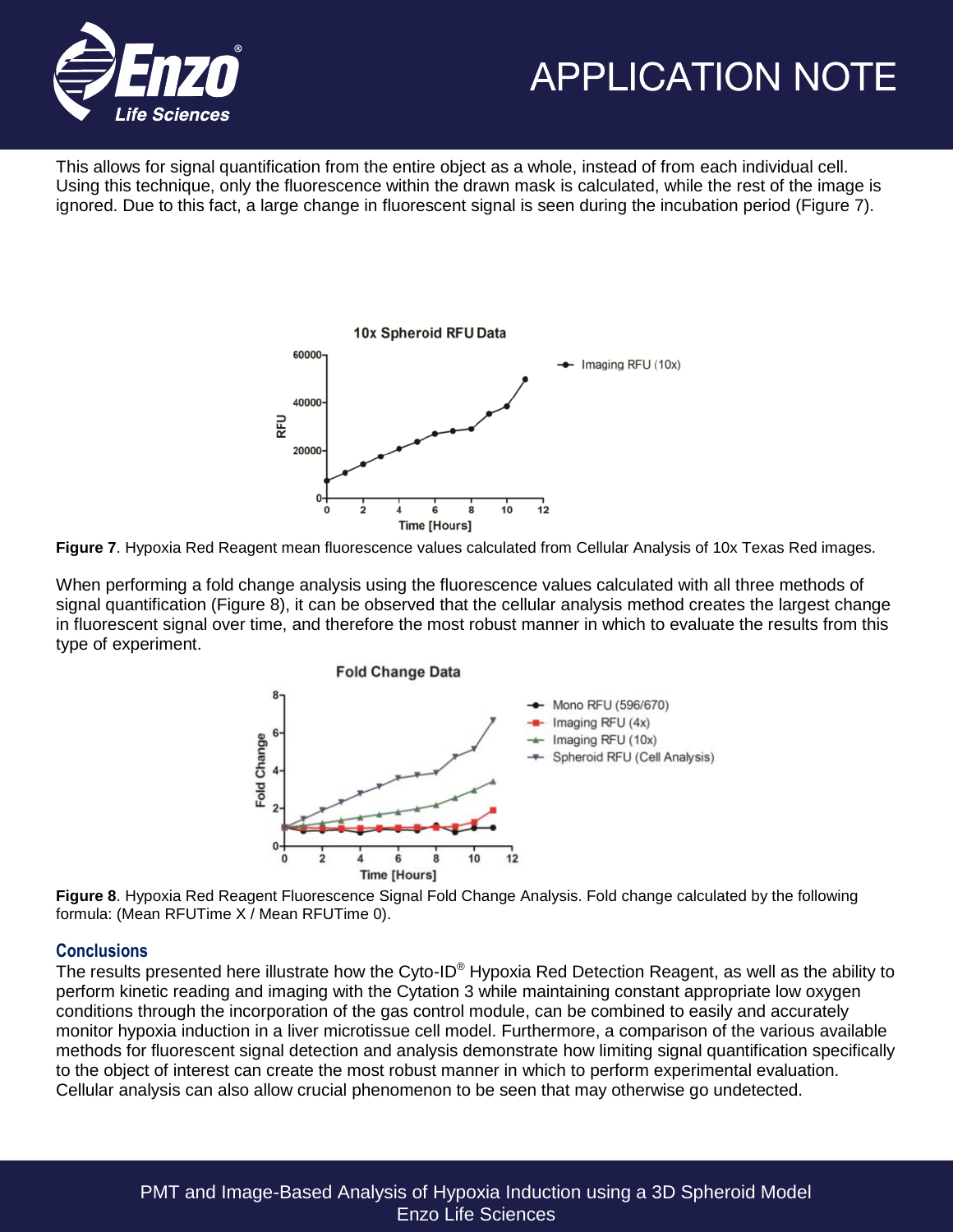This allows for signal quantification from the entire object as a whole, instead of from each individual cell. Using this technique, only the fluorescence within the drawn mask is calculated, while the rest of the image is ignored. Due to this fact, a large change in fluorescent signal is seen during the incubation period (Figure 7).

**Figure 7**. Hypoxia Red Reagent mean fluorescence values calculated from Cellular Analysis of 10x Texas Red images.

When performing a fold change analysis using the fluorescence values calculated with all three methods of signal quantification (Figure 8), it can be observed that the cellular analysis method creates the largest change in fluorescent signal over time, and therefore the most robust manner in which to evaluate the results from this type of experiment.

**Figure 8**. Hypoxia Red Reagent Fluorescence Signal Fold Change Analysis. Fold change calculated by the following formula: (Mean RFUTime X / Mean RFUTime 0).

## Conclusions

The results presented here illustrate how the Cyto-ID® Hypoxia Red Detection Reagent, as well as the ability to perform kinetic reading and imaging with the Cytation 3 while maintaining constant appropriate low oxygen conditions through the incorporation of the gas control module, can be combined to easily and accurately monitor hypoxia induction in a liver microtissue cell model. Furthermore, a comparison of the various available methods for fluorescent signal detection and analysis demonstrate how limiting signal quantification specifically to the object of interest can create the most robust manner in which to perform experimental evaluation. Cellular analysis can also allow crucial phenomenon to be seen that may otherwise go undetected.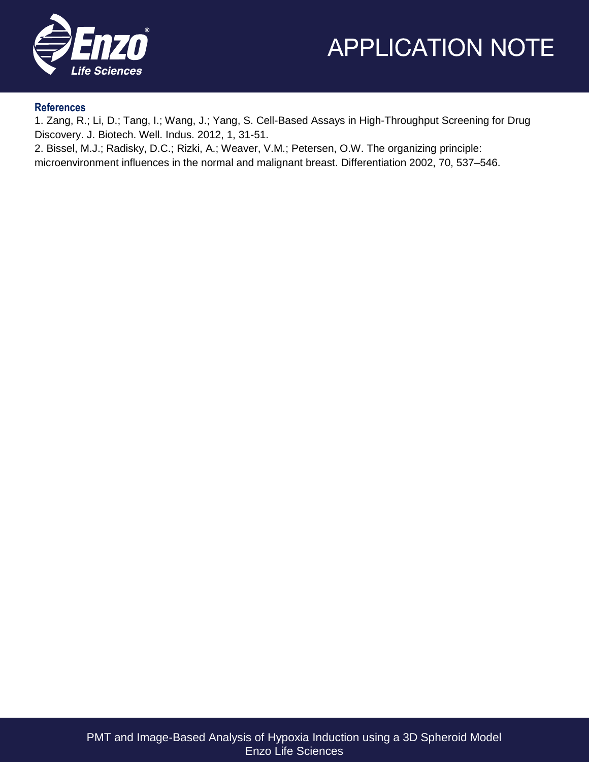### References

1. Zang, R.; Li, D.; Tang, I.; Wang, J.; Yang, S. Cell-Based Assays in High-Throughput Screening for Drug Discovery. J. Biotech. Well. Indus. 2012, 1, 31-51.
2. Bissel, M.J.; Radisky, D.C.; Rizki, A.; Weaver, V.M.; Petersen, O.W. The organizing principle: microenvironment influences in the normal and malignant breast. Differentiation 2002, 70, 537–546.